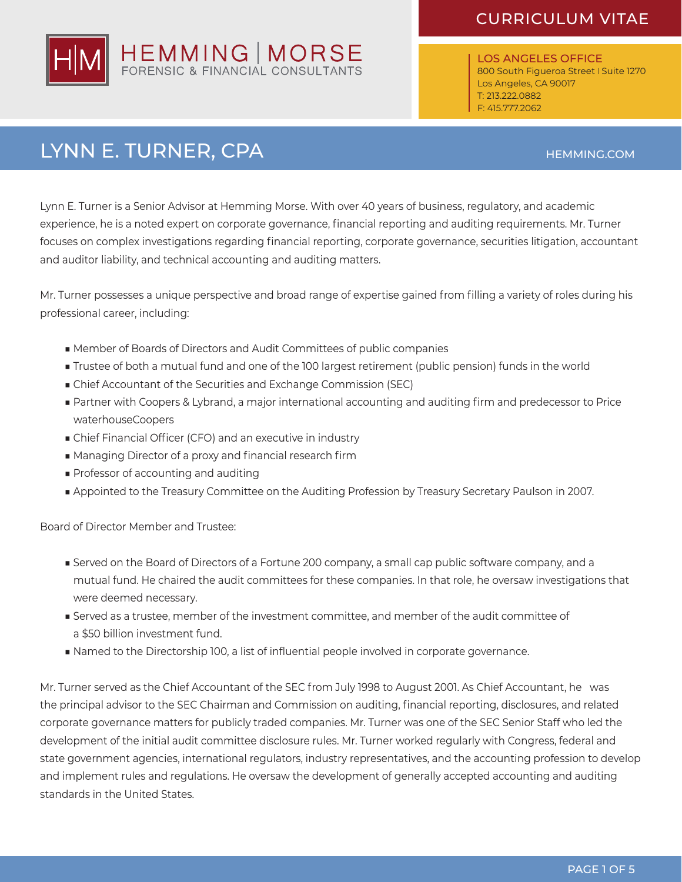# HEMMING | MORSE
FORENSIC & FINANCIAL CONSULTANTS

CURRICULUM VITAE

LOS ANGELES OFFICE
800 South Figueroa Street | Suite 1270
Los Angeles, CA 90017
T: 213.222.0882
F: 415.777.2062

## LYNN E. TURNER, CPA

HEMMING.COM

Lynn E. Turner is a Senior Advisor at Hemming Morse. With over 40 years of business, regulatory, and academic experience, he is a noted expert on corporate governance, financial reporting and auditing requirements. Mr. Turner focuses on complex investigations regarding financial reporting, corporate governance, securities litigation, accountant and auditor liability, and technical accounting and auditing matters.

Mr. Turner possesses a unique perspective and broad range of expertise gained from filling a variety of roles during his professional career, including:

- Member of Boards of Directors and Audit Committees of public companies
- Trustee of both a mutual fund and one of the 100 largest retirement (public pension) funds in the world
- Chief Accountant of the Securities and Exchange Commission (SEC)
- Partner with Coopers & Lybrand, a major international accounting and auditing firm and predecessor to Price waterhouseCoopers
- Chief Financial Officer (CFO) and an executive in industry
- Managing Director of a proxy and financial research firm
- Professor of accounting and auditing
- Appointed to the Treasury Committee on the Auditing Profession by Treasury Secretary Paulson in 2007.

Board of Director Member and Trustee:

- Served on the Board of Directors of a Fortune 200 company, a small cap public software company, and a mutual fund. He chaired the audit committees for these companies. In that role, he oversaw investigations that were deemed necessary.
- Served as a trustee, member of the investment committee, and member of the audit committee of a $50 billion investment fund.
- Named to the Directorship 100, a list of influential people involved in corporate governance.

Mr. Turner served as the Chief Accountant of the SEC from July 1998 to August 2001. As Chief Accountant, he was the principal advisor to the SEC Chairman and Commission on auditing, financial reporting, disclosures, and related corporate governance matters for publicly traded companies. Mr. Turner was one of the SEC Senior Staff who led the development of the initial audit committee disclosure rules. Mr. Turner worked regularly with Congress, federal and state government agencies, international regulators, industry representatives, and the accounting profession to develop and implement rules and regulations. He oversaw the development of generally accepted accounting and auditing standards in the United States.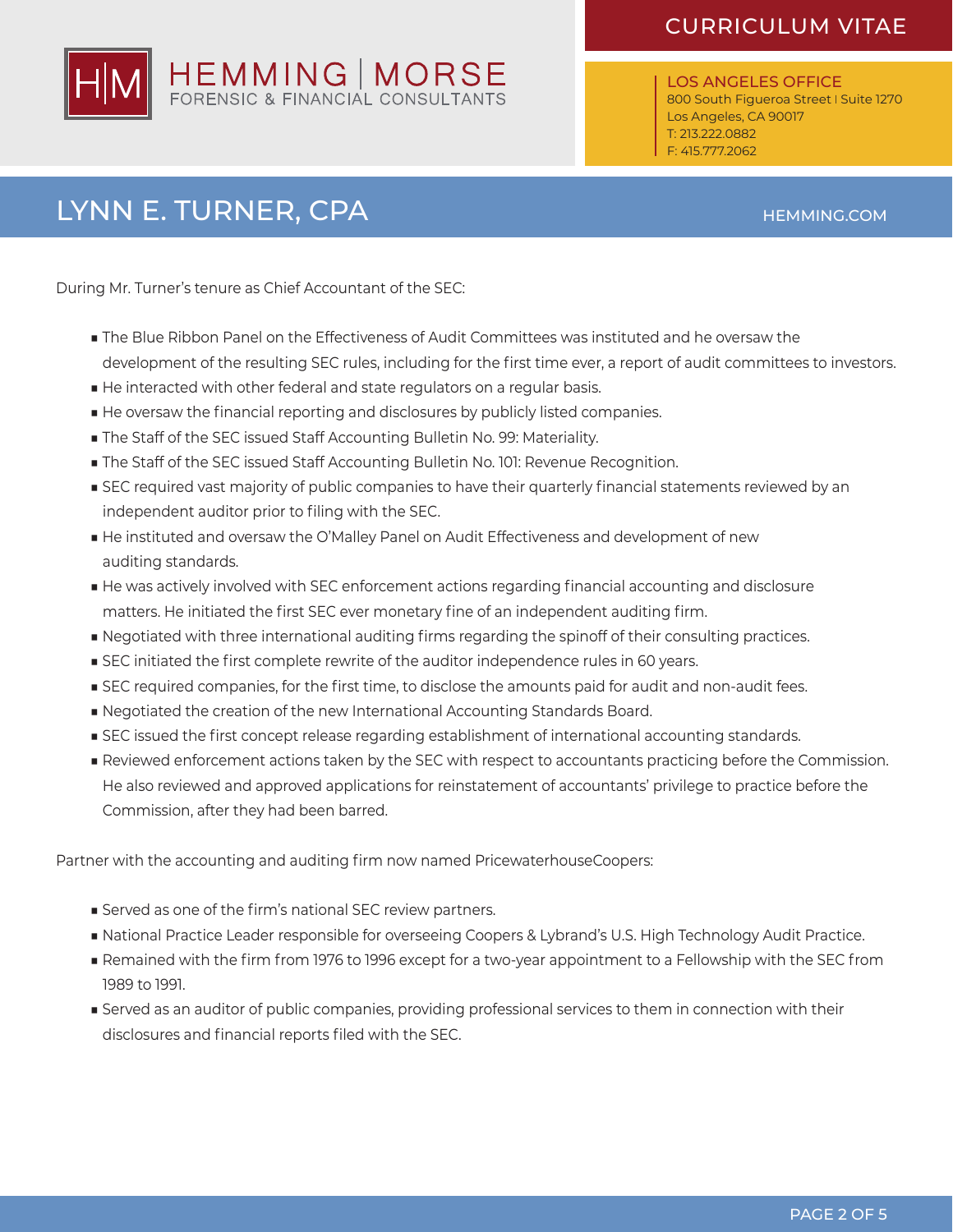During Mr. Turner's tenure as Chief Accountant of the SEC:

- The Blue Ribbon Panel on the Effectiveness of Audit Committees was instituted and he oversaw the development of the resulting SEC rules, including for the first time ever, a report of audit committees to investors.
- He interacted with other federal and state regulators on a regular basis.
- He oversaw the financial reporting and disclosures by publicly listed companies.
- The Staff of the SEC issued Staff Accounting Bulletin No. 99: Materiality.
- The Staff of the SEC issued Staff Accounting Bulletin No. 101: Revenue Recognition.
- SEC required vast majority of public companies to have their quarterly financial statements reviewed by an independent auditor prior to filing with the SEC.
- He instituted and oversaw the O'Malley Panel on Audit Effectiveness and development of new auditing standards.
- He was actively involved with SEC enforcement actions regarding financial accounting and disclosure matters. He initiated the first SEC ever monetary fine of an independent auditing firm.
- Negotiated with three international auditing firms regarding the spinoff of their consulting practices.
- SEC initiated the first complete rewrite of the auditor independence rules in 60 years.
- SEC required companies, for the first time, to disclose the amounts paid for audit and non-audit fees.
- Negotiated the creation of the new International Accounting Standards Board.
- SEC issued the first concept release regarding establishment of international accounting standards.
- Reviewed enforcement actions taken by the SEC with respect to accountants practicing before the Commission. He also reviewed and approved applications for reinstatement of accountants' privilege to practice before the Commission, after they had been barred.

Partner with the accounting and auditing firm now named PricewaterhouseCoopers:

- Served as one of the firm's national SEC review partners.
- National Practice Leader responsible for overseeing Coopers & Lybrand's U.S. High Technology Audit Practice.
- Remained with the firm from 1976 to 1996 except for a two-year appointment to a Fellowship with the SEC from 1989 to 1991.
- Served as an auditor of public companies, providing professional services to them in connection with their disclosures and financial reports filed with the SEC.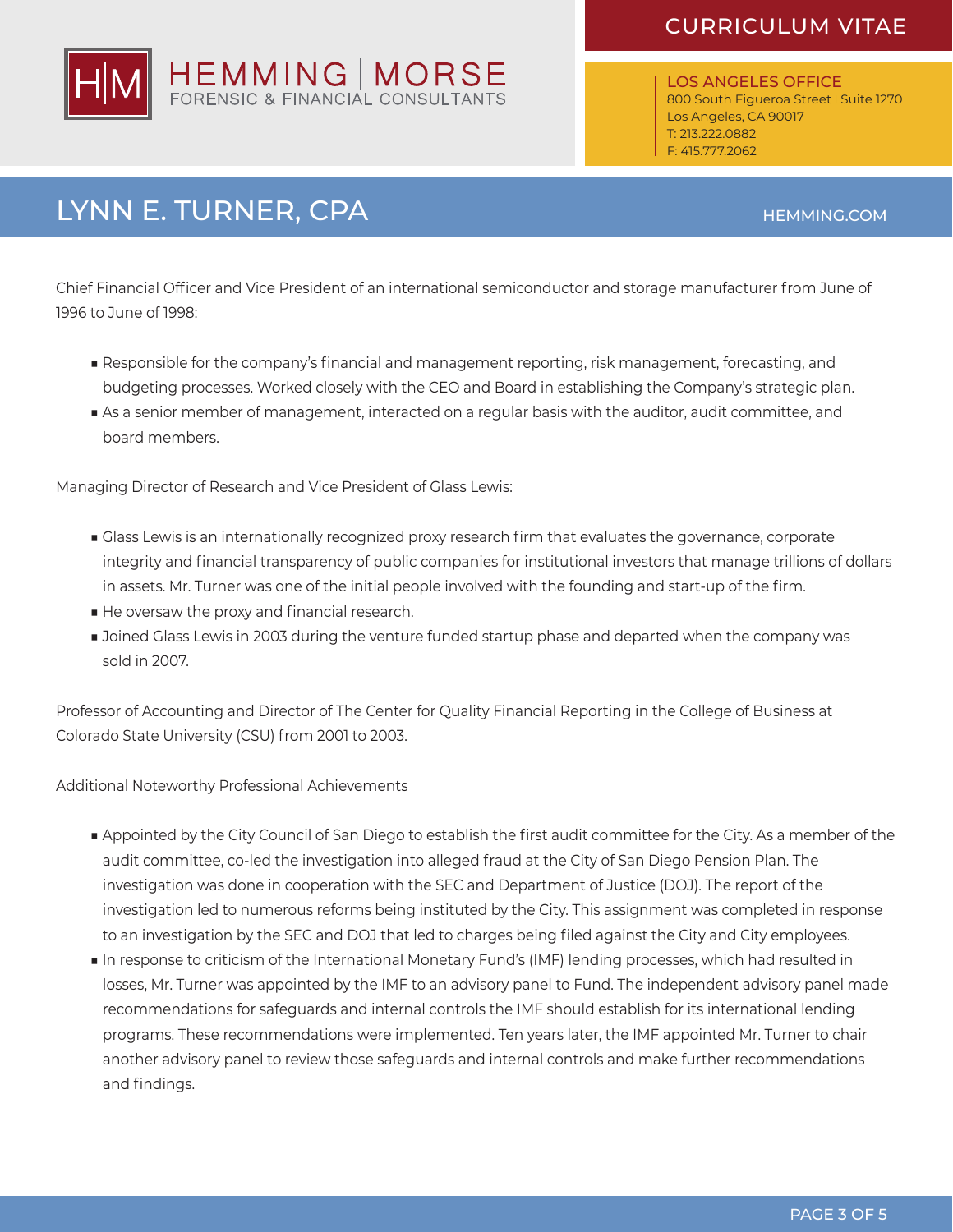Chief Financial Officer and Vice President of an international semiconductor and storage manufacturer from June of 1996 to June of 1998:

- Responsible for the company's financial and management reporting, risk management, forecasting, and budgeting processes. Worked closely with the CEO and Board in establishing the Company's strategic plan.
- As a senior member of management, interacted on a regular basis with the auditor, audit committee, and board members.

Managing Director of Research and Vice President of Glass Lewis:

- Glass Lewis is an internationally recognized proxy research firm that evaluates the governance, corporate integrity and financial transparency of public companies for institutional investors that manage trillions of dollars in assets. Mr. Turner was one of the initial people involved with the founding and start-up of the firm.
- He oversaw the proxy and financial research.
- Joined Glass Lewis in 2003 during the venture funded startup phase and departed when the company was sold in 2007.

Professor of Accounting and Director of The Center for Quality Financial Reporting in the College of Business at Colorado State University (CSU) from 2001 to 2003.

Additional Noteworthy Professional Achievements

- Appointed by the City Council of San Diego to establish the first audit committee for the City. As a member of the audit committee, co-led the investigation into alleged fraud at the City of San Diego Pension Plan. The investigation was done in cooperation with the SEC and Department of Justice (DOJ). The report of the investigation led to numerous reforms being instituted by the City. This assignment was completed in response to an investigation by the SEC and DOJ that led to charges being filed against the City and City employees.
- In response to criticism of the International Monetary Fund's (IMF) lending processes, which had resulted in losses, Mr. Turner was appointed by the IMF to an advisory panel to Fund. The independent advisory panel made recommendations for safeguards and internal controls the IMF should establish for its international lending programs. These recommendations were implemented. Ten years later, the IMF appointed Mr. Turner to chair another advisory panel to review those safeguards and internal controls and make further recommendations and findings.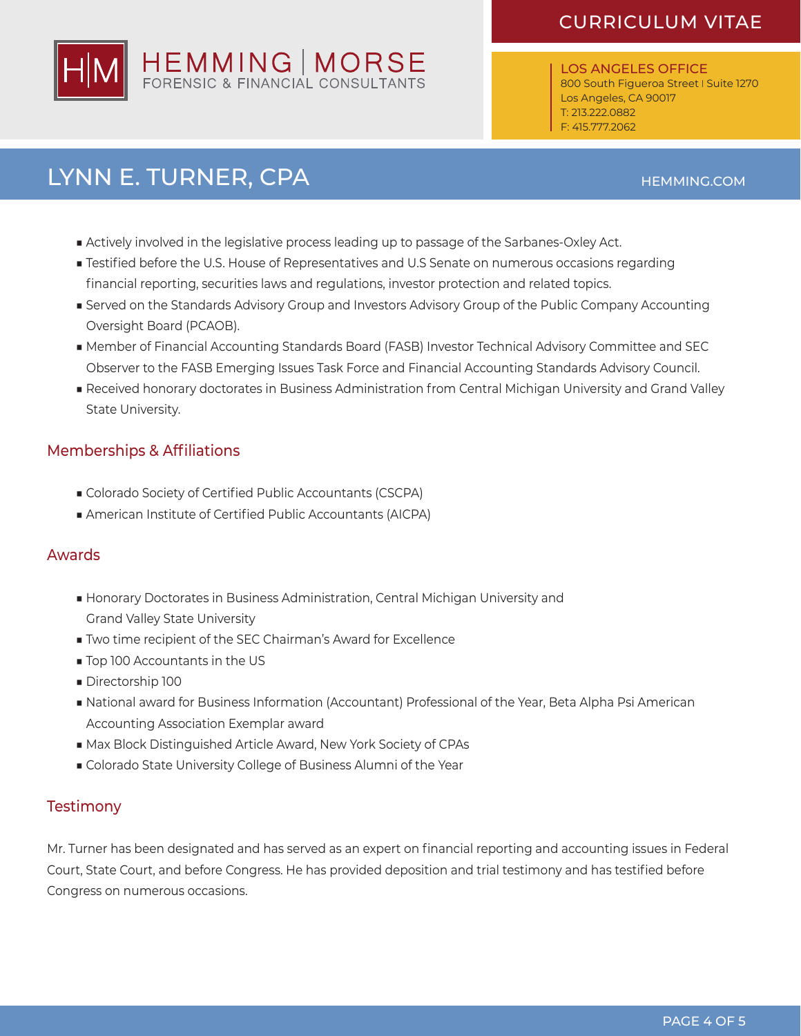- Actively involved in the legislative process leading up to passage of the Sarbanes-Oxley Act.
- Testified before the U.S. House of Representatives and U.S Senate on numerous occasions regarding financial reporting, securities laws and regulations, investor protection and related topics.
- Served on the Standards Advisory Group and Investors Advisory Group of the Public Company Accounting Oversight Board (PCAOB).
- Member of Financial Accounting Standards Board (FASB) Investor Technical Advisory Committee and SEC Observer to the FASB Emerging Issues Task Force and Financial Accounting Standards Advisory Council.
- Received honorary doctorates in Business Administration from Central Michigan University and Grand Valley State University.

## Memberships & Affiliations

- Colorado Society of Certified Public Accountants (CSCPA)
- American Institute of Certified Public Accountants (AICPA)

## Awards

- Honorary Doctorates in Business Administration, Central Michigan University and Grand Valley State University
- Two time recipient of the SEC Chairman's Award for Excellence
- Top 100 Accountants in the US
- Directorship 100
- National award for Business Information (Accountant) Professional of the Year, Beta Alpha Psi American Accounting Association Exemplar award
- Max Block Distinguished Article Award, New York Society of CPAs
- Colorado State University College of Business Alumni of the Year

## Testimony

Mr. Turner has been designated and has served as an expert on financial reporting and accounting issues in Federal Court, State Court, and before Congress. He has provided deposition and trial testimony and has testified before Congress on numerous occasions.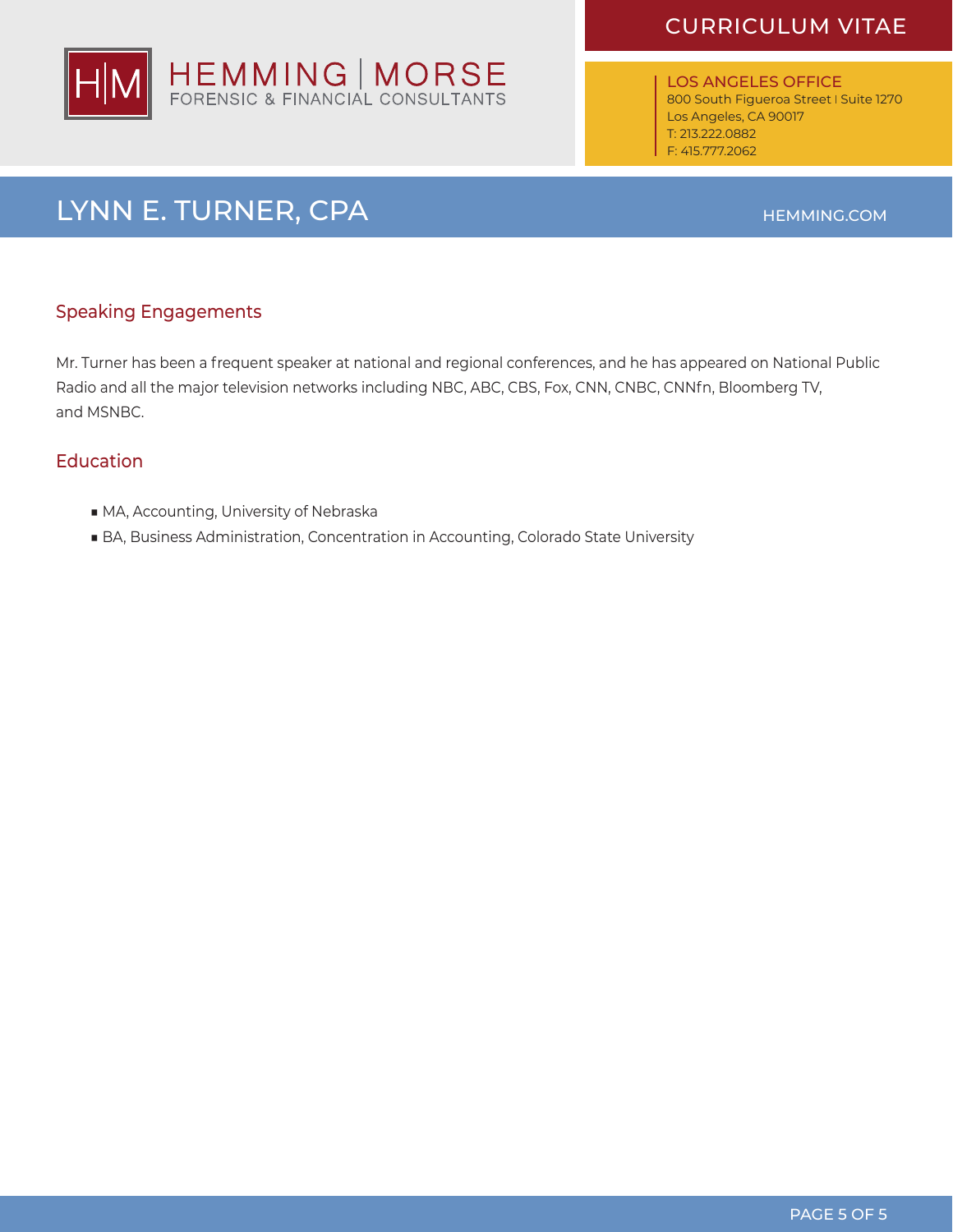## Speaking Engagements

Mr. Turner has been a frequent speaker at national and regional conferences, and he has appeared on National Public Radio and all the major television networks including NBC, ABC, CBS, Fox, CNN, CNBC, CNNfn, Bloomberg TV, and MSNBC.

## Education

- MA, Accounting, University of Nebraska
- BA, Business Administration, Concentration in Accounting, Colorado State University